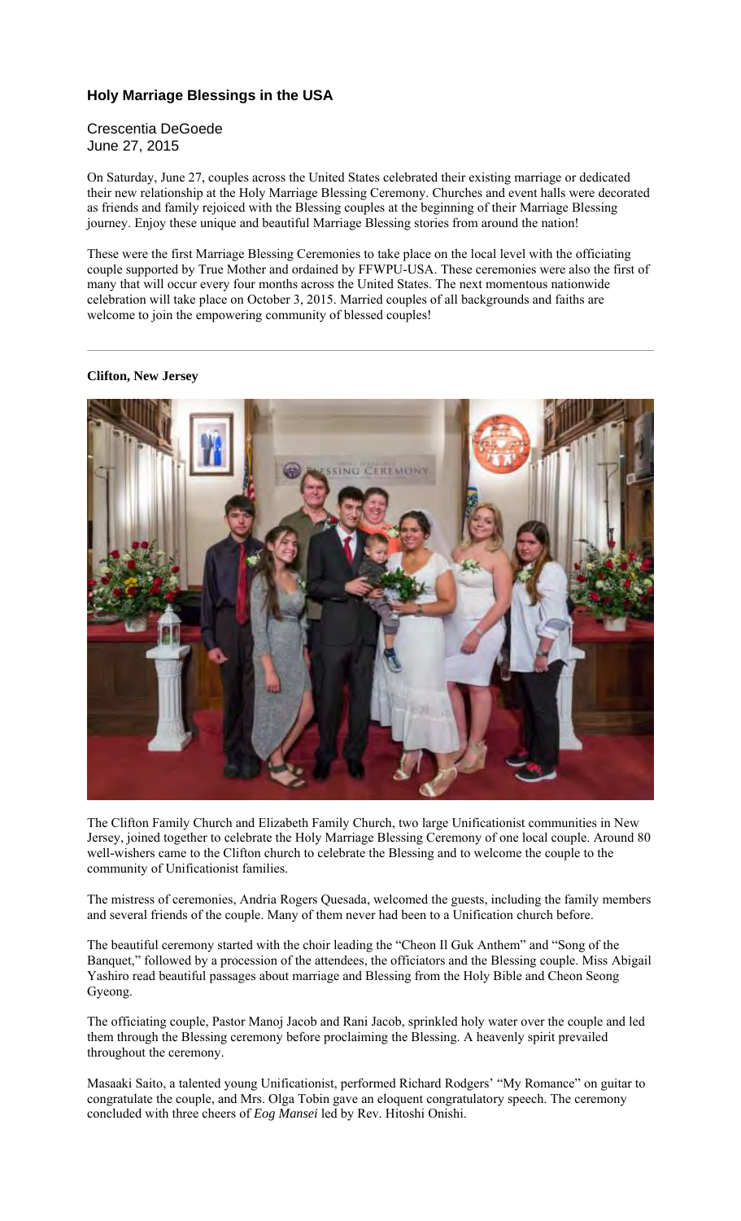# Holy Marriage Blessings in the USA

Crescentia DeGoede
June 27, 2015

On Saturday, June 27, couples across the United States celebrated their existing marriage or dedicated their new relationship at the Holy Marriage Blessing Ceremony. Churches and event halls were decorated as friends and family rejoiced with the Blessing couples at the beginning of their Marriage Blessing journey. Enjoy these unique and beautiful Marriage Blessing stories from around the nation!

These were the first Marriage Blessing Ceremonies to take place on the local level with the officiating couple supported by True Mother and ordained by FFWPU-USA. These ceremonies were also the first of many that will occur every four months across the United States. The next momentous nationwide celebration will take place on October 3, 2015. Married couples of all backgrounds and faiths are welcome to join the empowering community of blessed couples!

---

**Clifton, New Jersey**

The Clifton Family Church and Elizabeth Family Church, two large Unificationist communities in New Jersey, joined together to celebrate the Holy Marriage Blessing Ceremony of one local couple. Around 80 well-wishers came to the Clifton church to celebrate the Blessing and to welcome the couple to the community of Unificationist families.

The mistress of ceremonies, Andria Rogers Quesada, welcomed the guests, including the family members and several friends of the couple. Many of them never had been to a Unification church before.

The beautiful ceremony started with the choir leading the "Cheon Il Guk Anthem" and "Song of the Banquet," followed by a procession of the attendees, the officiators and the Blessing couple. Miss Abigail Yashiro read beautiful passages about marriage and Blessing from the Holy Bible and Cheon Seong Gyeong.

The officiating couple, Pastor Manoj Jacob and Rani Jacob, sprinkled holy water over the couple and led them through the Blessing ceremony before proclaiming the Blessing. A heavenly spirit prevailed throughout the ceremony.

Masaaki Saito, a talented young Unificationist, performed Richard Rodgers' "My Romance" on guitar to congratulate the couple, and Mrs. Olga Tobin gave an eloquent congratulatory speech. The ceremony concluded with three cheers of *Eog Mansei* led by Rev. Hitoshi Onishi.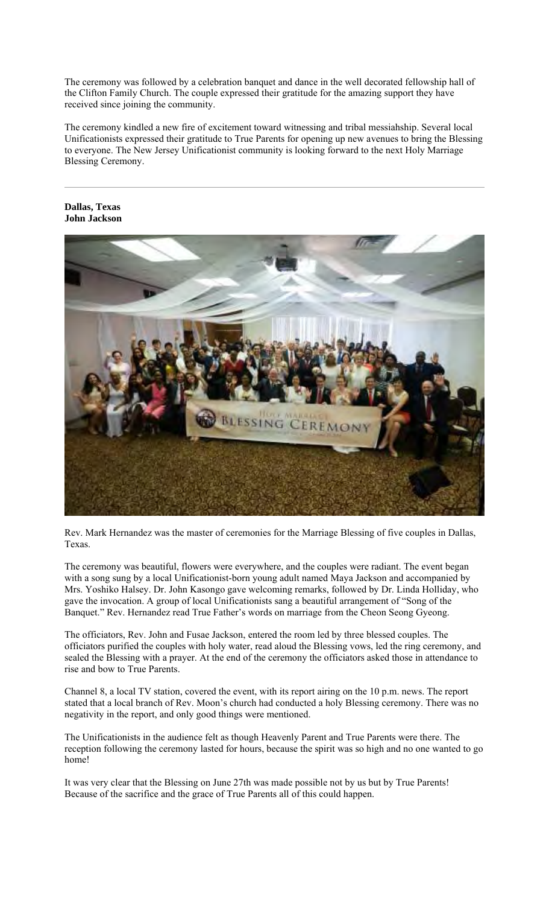The ceremony was followed by a celebration banquet and dance in the well decorated fellowship hall of the Clifton Family Church. The couple expressed their gratitude for the amazing support they have received since joining the community.

The ceremony kindled a new fire of excitement toward witnessing and tribal messiahship. Several local Unificationists expressed their gratitude to True Parents for opening up new avenues to bring the Blessing to everyone. The New Jersey Unificationist community is looking forward to the next Holy Marriage Blessing Ceremony.

---

**Dallas, Texas**
**John Jackson**

Rev. Mark Hernandez was the master of ceremonies for the Marriage Blessing of five couples in Dallas, Texas.

The ceremony was beautiful, flowers were everywhere, and the couples were radiant. The event began with a song sung by a local Unificationist-born young adult named Maya Jackson and accompanied by Mrs. Yoshiko Halsey. Dr. John Kasongo gave welcoming remarks, followed by Dr. Linda Holliday, who gave the invocation. A group of local Unificationists sang a beautiful arrangement of "Song of the Banquet." Rev. Hernandez read True Father's words on marriage from the Cheon Seong Gyeong.

The officiators, Rev. John and Fusae Jackson, entered the room led by three blessed couples. The officiators purified the couples with holy water, read aloud the Blessing vows, led the ring ceremony, and sealed the Blessing with a prayer. At the end of the ceremony the officiators asked those in attendance to rise and bow to True Parents.

Channel 8, a local TV station, covered the event, with its report airing on the 10 p.m. news. The report stated that a local branch of Rev. Moon's church had conducted a holy Blessing ceremony. There was no negativity in the report, and only good things were mentioned.

The Unificationists in the audience felt as though Heavenly Parent and True Parents were there. The reception following the ceremony lasted for hours, because the spirit was so high and no one wanted to go home!

It was very clear that the Blessing on June 27th was made possible not by us but by True Parents! Because of the sacrifice and the grace of True Parents all of this could happen.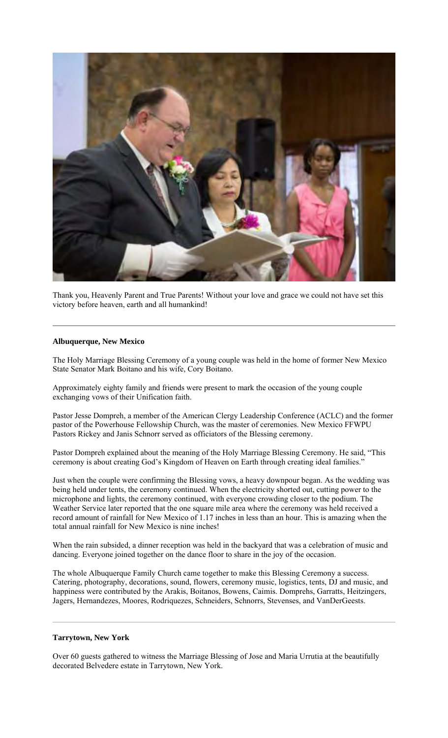Thank you, Heavenly Parent and True Parents! Without your love and grace we could not have set this victory before heaven, earth and all humankind!

---

**Albuquerque, New Mexico**

The Holy Marriage Blessing Ceremony of a young couple was held in the home of former New Mexico State Senator Mark Boitano and his wife, Cory Boitano.

Approximately eighty family and friends were present to mark the occasion of the young couple exchanging vows of their Unification faith.

Pastor Jesse Dompreh, a member of the American Clergy Leadership Conference (ACLC) and the former pastor of the Powerhouse Fellowship Church, was the master of ceremonies. New Mexico FFWPU Pastors Rickey and Janis Schnorr served as officiators of the Blessing ceremony.

Pastor Dompreh explained about the meaning of the Holy Marriage Blessing Ceremony. He said, "This ceremony is about creating God's Kingdom of Heaven on Earth through creating ideal families."

Just when the couple were confirming the Blessing vows, a heavy downpour began. As the wedding was being held under tents, the ceremony continued. When the electricity shorted out, cutting power to the microphone and lights, the ceremony continued, with everyone crowding closer to the podium. The Weather Service later reported that the one square mile area where the ceremony was held received a record amount of rainfall for New Mexico of 1.17 inches in less than an hour. This is amazing when the total annual rainfall for New Mexico is nine inches!

When the rain subsided, a dinner reception was held in the backyard that was a celebration of music and dancing. Everyone joined together on the dance floor to share in the joy of the occasion.

The whole Albuquerque Family Church came together to make this Blessing Ceremony a success. Catering, photography, decorations, sound, flowers, ceremony music, logistics, tents, DJ and music, and happiness were contributed by the Arakis, Boitanos, Bowens, Caimis. Domprehs, Garratts, Heitzingers, Jagers, Hernandezes, Moores, Rodriquezes, Schneiders, Schnorrs, Stevenses, and VanDerGeests.

---

**Tarrytown, New York**

Over 60 guests gathered to witness the Marriage Blessing of Jose and Maria Urrutia at the beautifully decorated Belvedere estate in Tarrytown, New York.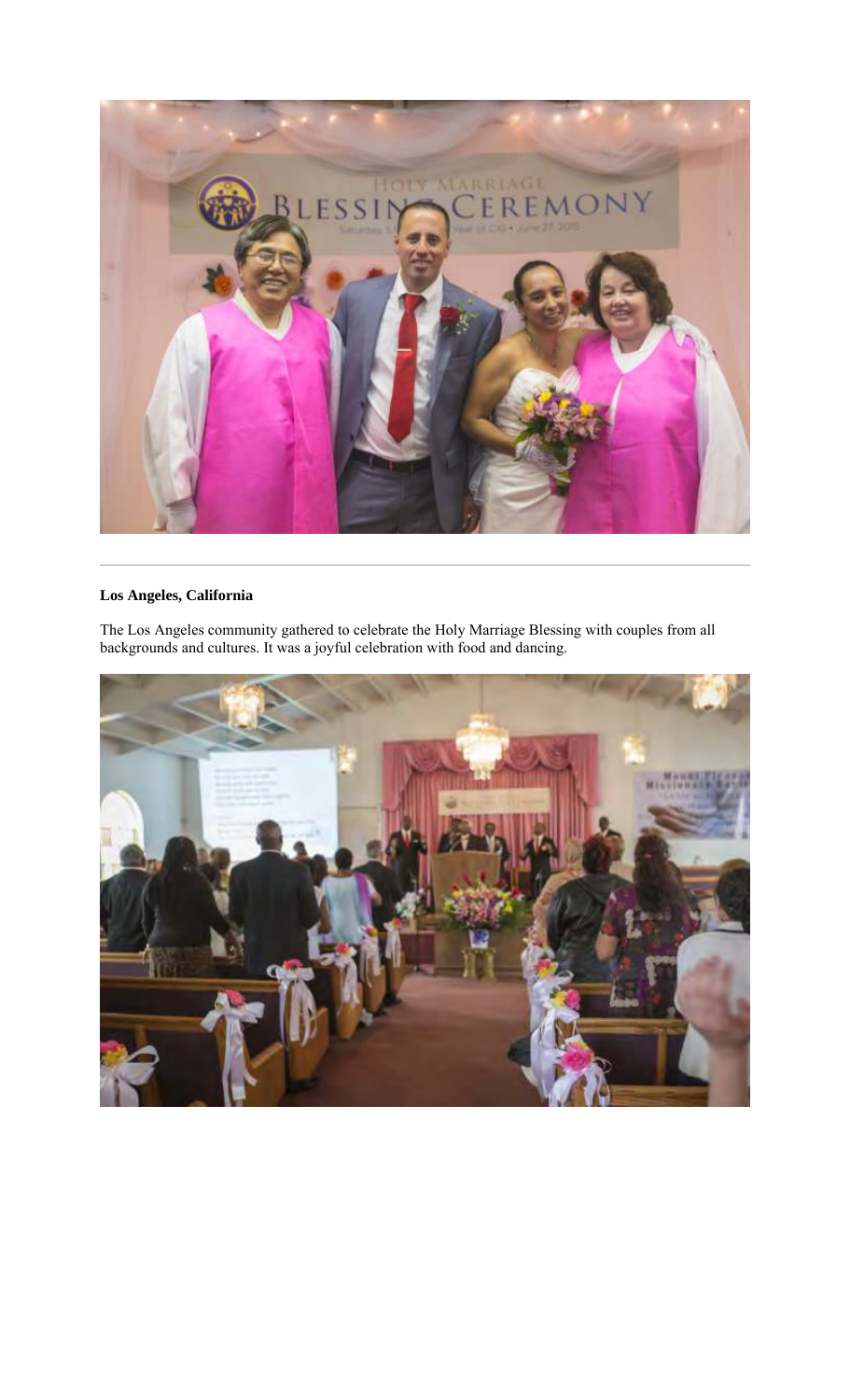**Los Angeles, California**

The Los Angeles community gathered to celebrate the Holy Marriage Blessing with couples from all backgrounds and cultures. It was a joyful celebration with food and dancing.